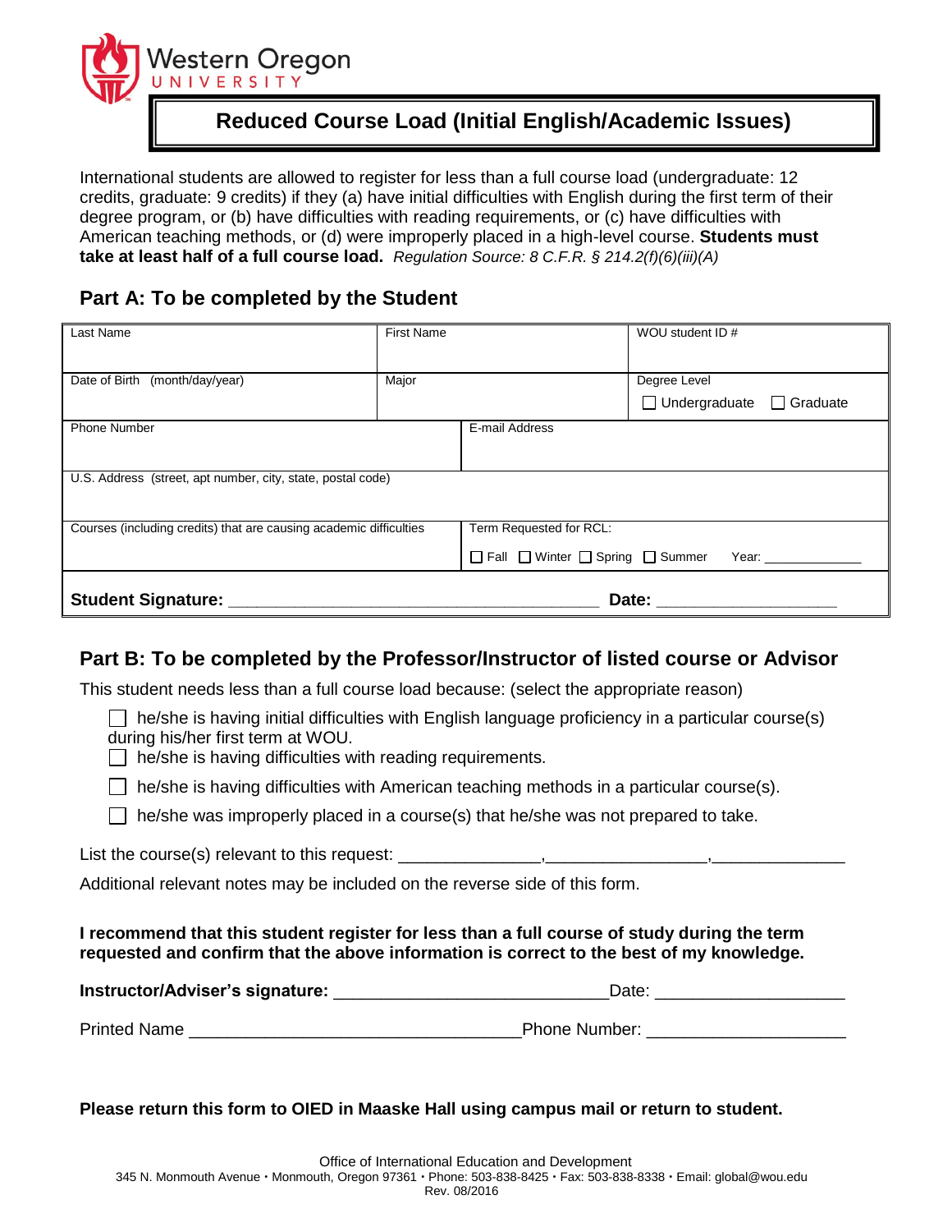Western Oregon UNIVERSITY

# Reduced Course Load (Initial English/Academic Issues)

International students are allowed to register for less than a full course load (undergraduate: 12 credits, graduate: 9 credits) if they (a) have initial difficulties with English during the first term of their degree program, or (b) have difficulties with reading requirements, or (c) have difficulties with American teaching methods, or (d) were improperly placed in a high-level course. **Students must take at least half of a full course load.** *Regulation Source: 8 C.F.R. § 214.2(f)(6)(iii)(A)*

## Part A: To be completed by the Student

| Last Name | First Name | | WOU student ID # |
|---|---|---|---|
| Date of Birth (month/day/year) | Major | | Degree Level ☐ Undergraduate ☐ Graduate |
| Phone Number | | E-mail Address | |
| U.S. Address (street, apt number, city, state, postal code) | | | |
| Courses (including credits) that are causing academic difficulties | | Term Requested for RCL: ☐ Fall ☐ Winter ☐ Spring ☐ Summer Year: ____________ | |
| **Student Signature:** ______________________________________ | | **Date:** ____________________ | |

## Part B: To be completed by the Professor/Instructor of listed course or Advisor

This student needs less than a full course load because: (select the appropriate reason)

- ☐ he/she is having initial difficulties with English language proficiency in a particular course(s) during his/her first term at WOU.
- ☐ he/she is having difficulties with reading requirements.
- ☐ he/she is having difficulties with American teaching methods in a particular course(s).
- ☐ he/she was improperly placed in a course(s) that he/she was not prepared to take.

List the course(s) relevant to this request: ______________,________________,______________

Additional relevant notes may be included on the reverse side of this form.

**I recommend that this student register for less than a full course of study during the term requested and confirm that the above information is correct to the best of my knowledge.**

**Instructor/Adviser's signature:** ____________________________ Date: ____________________

Printed Name __________________________________ Phone Number: ____________________

**Please return this form to OIED in Maaske Hall using campus mail or return to student.**

Office of International Education and Development
345 N. Monmouth Avenue • Monmouth, Oregon 97361 • Phone: 503-838-8425 • Fax: 503-838-8338 • Email: global@wou.edu
Rev. 08/2016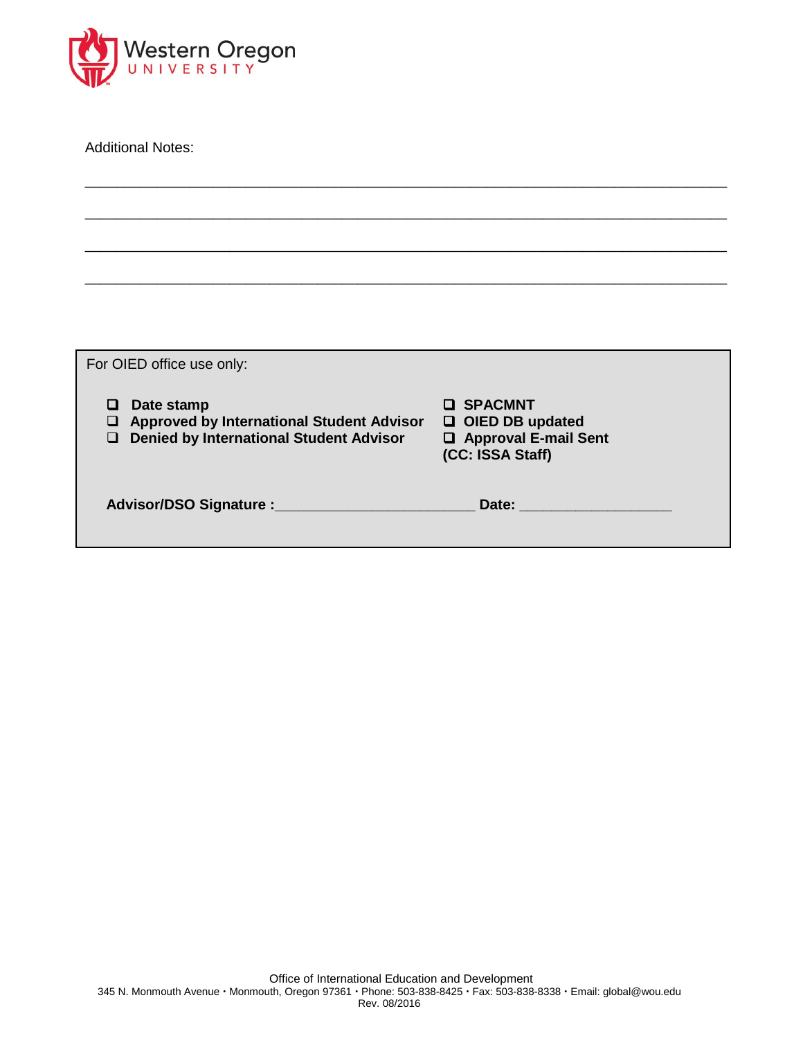Additional Notes:

\_\_\_\_\_\_\_\_\_\_\_\_\_\_\_\_\_\_\_\_\_\_\_\_\_\_\_\_\_\_\_\_\_\_\_\_\_\_\_\_\_\_\_\_\_\_\_\_\_\_\_\_\_\_\_\_\_\_\_\_\_\_\_\_\_\_\_\_\_\_\_\_

\_\_\_\_\_\_\_\_\_\_\_\_\_\_\_\_\_\_\_\_\_\_\_\_\_\_\_\_\_\_\_\_\_\_\_\_\_\_\_\_\_\_\_\_\_\_\_\_\_\_\_\_\_\_\_\_\_\_\_\_\_\_\_\_\_\_\_\_\_\_\_\_

\_\_\_\_\_\_\_\_\_\_\_\_\_\_\_\_\_\_\_\_\_\_\_\_\_\_\_\_\_\_\_\_\_\_\_\_\_\_\_\_\_\_\_\_\_\_\_\_\_\_\_\_\_\_\_\_\_\_\_\_\_\_\_\_\_\_\_\_\_\_\_\_

\_\_\_\_\_\_\_\_\_\_\_\_\_\_\_\_\_\_\_\_\_\_\_\_\_\_\_\_\_\_\_\_\_\_\_\_\_\_\_\_\_\_\_\_\_\_\_\_\_\_\_\_\_\_\_\_\_\_\_\_\_\_\_\_\_\_\_\_\_\_\_\_

For OIED office use only:

- ☐ **Date stamp**
- ☐ **Approved by International Student Advisor**
- ☐ **Denied by International Student Advisor**
- ☐ **SPACMNT**
- ☐ **OIED DB updated**
- ☐ **Approval E-mail Sent (CC: ISSA Staff)**

**Advisor/DSO Signature :**\_\_\_\_\_\_\_\_\_\_\_\_\_\_\_\_\_\_\_\_\_\_\_\_\_ **Date:** \_\_\_\_\_\_\_\_\_\_\_\_\_\_\_\_\_\_\_

Office of International Education and Development
345 N. Monmouth Avenue • Monmouth, Oregon 97361 • Phone: 503-838-8425 • Fax: 503-838-8338 • Email: global@wou.edu
Rev. 08/2016